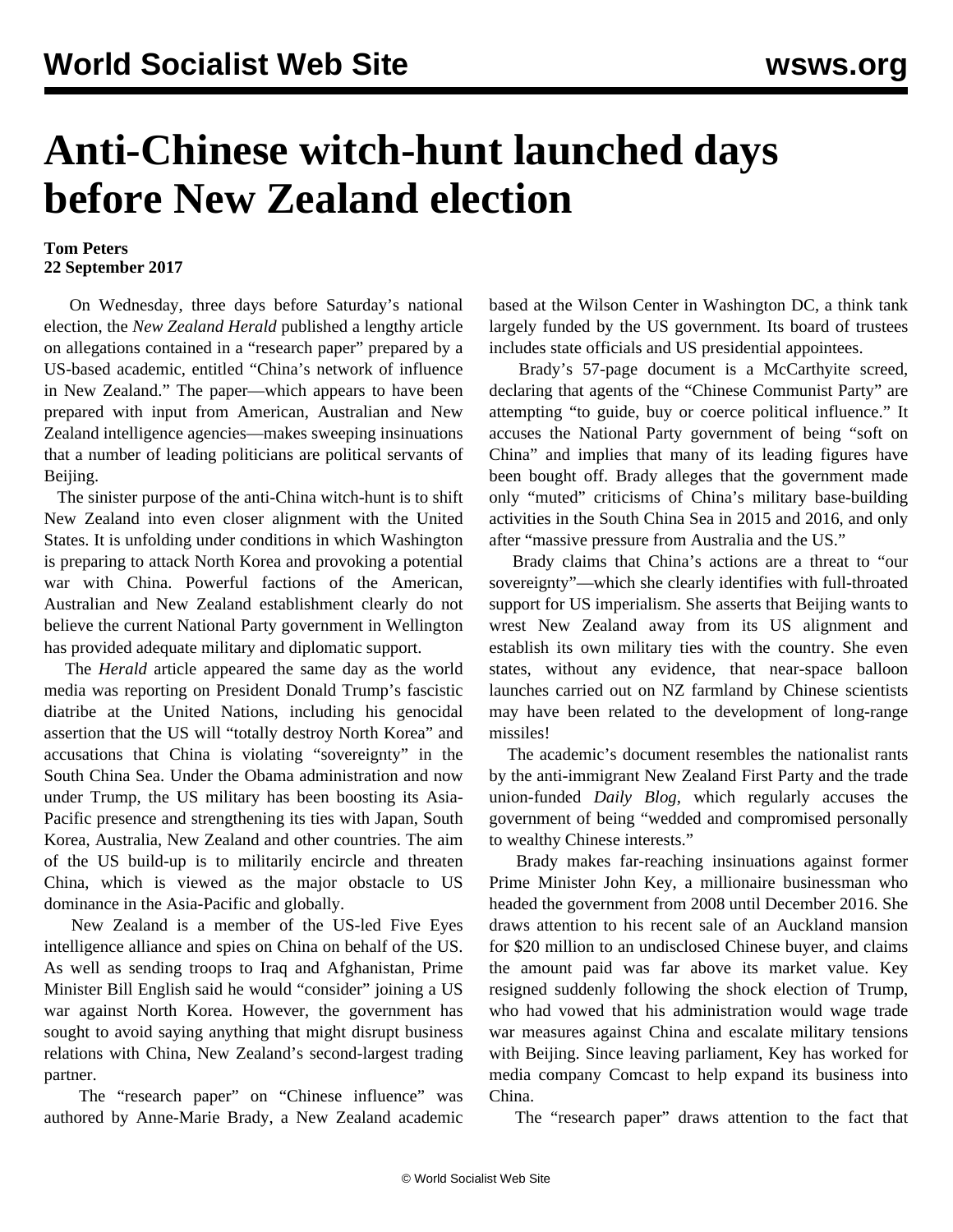# Anti-Chinese witch-hunt launched days before New Zealand election

**Tom Peters**
**22 September 2017**

On Wednesday, three days before Saturday's national election, the *New Zealand Herald* published a lengthy article on allegations contained in a "research paper" prepared by a US-based academic, entitled "China's network of influence in New Zealand." The paper—which appears to have been prepared with input from American, Australian and New Zealand intelligence agencies—makes sweeping insinuations that a number of leading politicians are political servants of Beijing.

The sinister purpose of the anti-China witch-hunt is to shift New Zealand into even closer alignment with the United States. It is unfolding under conditions in which Washington is preparing to attack North Korea and provoking a potential war with China. Powerful factions of the American, Australian and New Zealand establishment clearly do not believe the current National Party government in Wellington has provided adequate military and diplomatic support.

The *Herald* article appeared the same day as the world media was reporting on President Donald Trump's fascistic diatribe at the United Nations, including his genocidal assertion that the US will "totally destroy North Korea" and accusations that China is violating "sovereignty" in the South China Sea. Under the Obama administration and now under Trump, the US military has been boosting its Asia-Pacific presence and strengthening its ties with Japan, South Korea, Australia, New Zealand and other countries. The aim of the US build-up is to militarily encircle and threaten China, which is viewed as the major obstacle to US dominance in the Asia-Pacific and globally.

New Zealand is a member of the US-led Five Eyes intelligence alliance and spies on China on behalf of the US. As well as sending troops to Iraq and Afghanistan, Prime Minister Bill English said he would "consider" joining a US war against North Korea. However, the government has sought to avoid saying anything that might disrupt business relations with China, New Zealand's second-largest trading partner.

The "research paper" on "Chinese influence" was authored by Anne-Marie Brady, a New Zealand academic based at the Wilson Center in Washington DC, a think tank largely funded by the US government. Its board of trustees includes state officials and US presidential appointees.

Brady's 57-page document is a McCarthyite screed, declaring that agents of the "Chinese Communist Party" are attempting "to guide, buy or coerce political influence." It accuses the National Party government of being "soft on China" and implies that many of its leading figures have been bought off. Brady alleges that the government made only "muted" criticisms of China's military base-building activities in the South China Sea in 2015 and 2016, and only after "massive pressure from Australia and the US."

Brady claims that China's actions are a threat to "our sovereignty"—which she clearly identifies with full-throated support for US imperialism. She asserts that Beijing wants to wrest New Zealand away from its US alignment and establish its own military ties with the country. She even states, without any evidence, that near-space balloon launches carried out on NZ farmland by Chinese scientists may have been related to the development of long-range missiles!

The academic's document resembles the nationalist rants by the anti-immigrant New Zealand First Party and the trade union-funded *Daily Blog*, which regularly accuses the government of being "wedded and compromised personally to wealthy Chinese interests."

Brady makes far-reaching insinuations against former Prime Minister John Key, a millionaire businessman who headed the government from 2008 until December 2016. She draws attention to his recent sale of an Auckland mansion for $20 million to an undisclosed Chinese buyer, and claims the amount paid was far above its market value. Key resigned suddenly following the shock election of Trump, who had vowed that his administration would wage trade war measures against China and escalate military tensions with Beijing. Since leaving parliament, Key has worked for media company Comcast to help expand its business into China.

The "research paper" draws attention to the fact that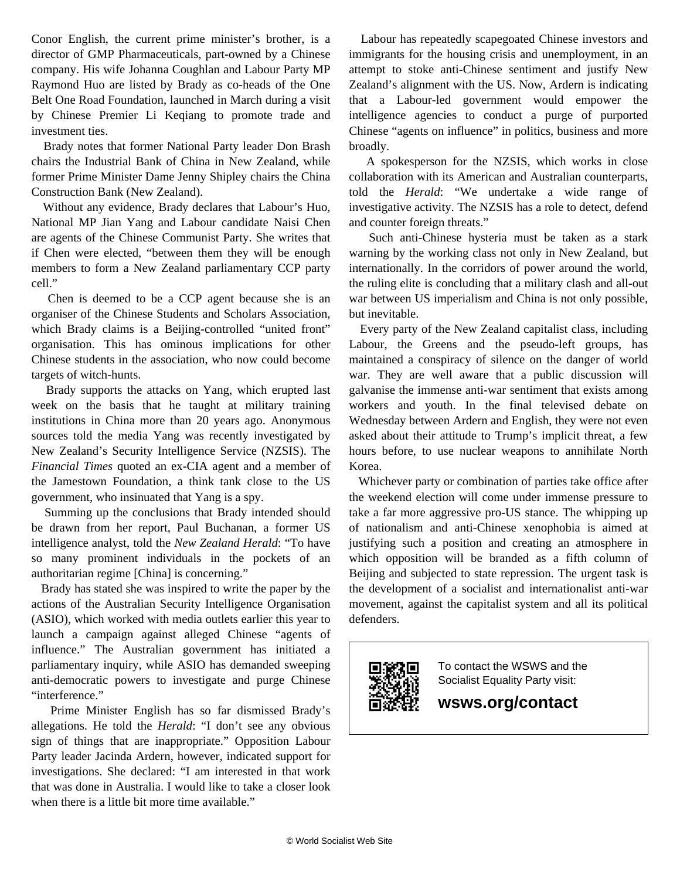Conor English, the current prime minister's brother, is a director of GMP Pharmaceuticals, part-owned by a Chinese company. His wife Johanna Coughlan and Labour Party MP Raymond Huo are listed by Brady as co-heads of the One Belt One Road Foundation, launched in March during a visit by Chinese Premier Li Keqiang to promote trade and investment ties.

Brady notes that former National Party leader Don Brash chairs the Industrial Bank of China in New Zealand, while former Prime Minister Dame Jenny Shipley chairs the China Construction Bank (New Zealand).

Without any evidence, Brady declares that Labour's Huo, National MP Jian Yang and Labour candidate Naisi Chen are agents of the Chinese Communist Party. She writes that if Chen were elected, "between them they will be enough members to form a New Zealand parliamentary CCP party cell."

Chen is deemed to be a CCP agent because she is an organiser of the Chinese Students and Scholars Association, which Brady claims is a Beijing-controlled "united front" organisation. This has ominous implications for other Chinese students in the association, who now could become targets of witch-hunts.

Brady supports the attacks on Yang, which erupted last week on the basis that he taught at military training institutions in China more than 20 years ago. Anonymous sources told the media Yang was recently investigated by New Zealand's Security Intelligence Service (NZSIS). The *Financial Times* quoted an ex-CIA agent and a member of the Jamestown Foundation, a think tank close to the US government, who insinuated that Yang is a spy.

Summing up the conclusions that Brady intended should be drawn from her report, Paul Buchanan, a former US intelligence analyst, told the *New Zealand Herald*: "To have so many prominent individuals in the pockets of an authoritarian regime [China] is concerning."

Brady has stated she was inspired to write the paper by the actions of the Australian Security Intelligence Organisation (ASIO), which worked with media outlets earlier this year to launch a campaign against alleged Chinese "agents of influence." The Australian government has initiated a parliamentary inquiry, while ASIO has demanded sweeping anti-democratic powers to investigate and purge Chinese "interference."

Prime Minister English has so far dismissed Brady's allegations. He told the *Herald*: "I don't see any obvious sign of things that are inappropriate." Opposition Labour Party leader Jacinda Ardern, however, indicated support for investigations. She declared: "I am interested in that work that was done in Australia. I would like to take a closer look when there is a little bit more time available."

Labour has repeatedly scapegoated Chinese investors and immigrants for the housing crisis and unemployment, in an attempt to stoke anti-Chinese sentiment and justify New Zealand's alignment with the US. Now, Ardern is indicating that a Labour-led government would empower the intelligence agencies to conduct a purge of purported Chinese "agents on influence" in politics, business and more broadly.

A spokesperson for the NZSIS, which works in close collaboration with its American and Australian counterparts, told the *Herald*: "We undertake a wide range of investigative activity. The NZSIS has a role to detect, defend and counter foreign threats."

Such anti-Chinese hysteria must be taken as a stark warning by the working class not only in New Zealand, but internationally. In the corridors of power around the world, the ruling elite is concluding that a military clash and all-out war between US imperialism and China is not only possible, but inevitable.

Every party of the New Zealand capitalist class, including Labour, the Greens and the pseudo-left groups, has maintained a conspiracy of silence on the danger of world war. They are well aware that a public discussion will galvanise the immense anti-war sentiment that exists among workers and youth. In the final televised debate on Wednesday between Ardern and English, they were not even asked about their attitude to Trump's implicit threat, a few hours before, to use nuclear weapons to annihilate North Korea.

Whichever party or combination of parties take office after the weekend election will come under immense pressure to take a far more aggressive pro-US stance. The whipping up of nationalism and anti-Chinese xenophobia is aimed at justifying such a position and creating an atmosphere in which opposition will be branded as a fifth column of Beijing and subjected to state repression. The urgent task is the development of a socialist and internationalist anti-war movement, against the capitalist system and all its political defenders.

To contact the WSWS and the Socialist Equality Party visit:

**wsws.org/contact**